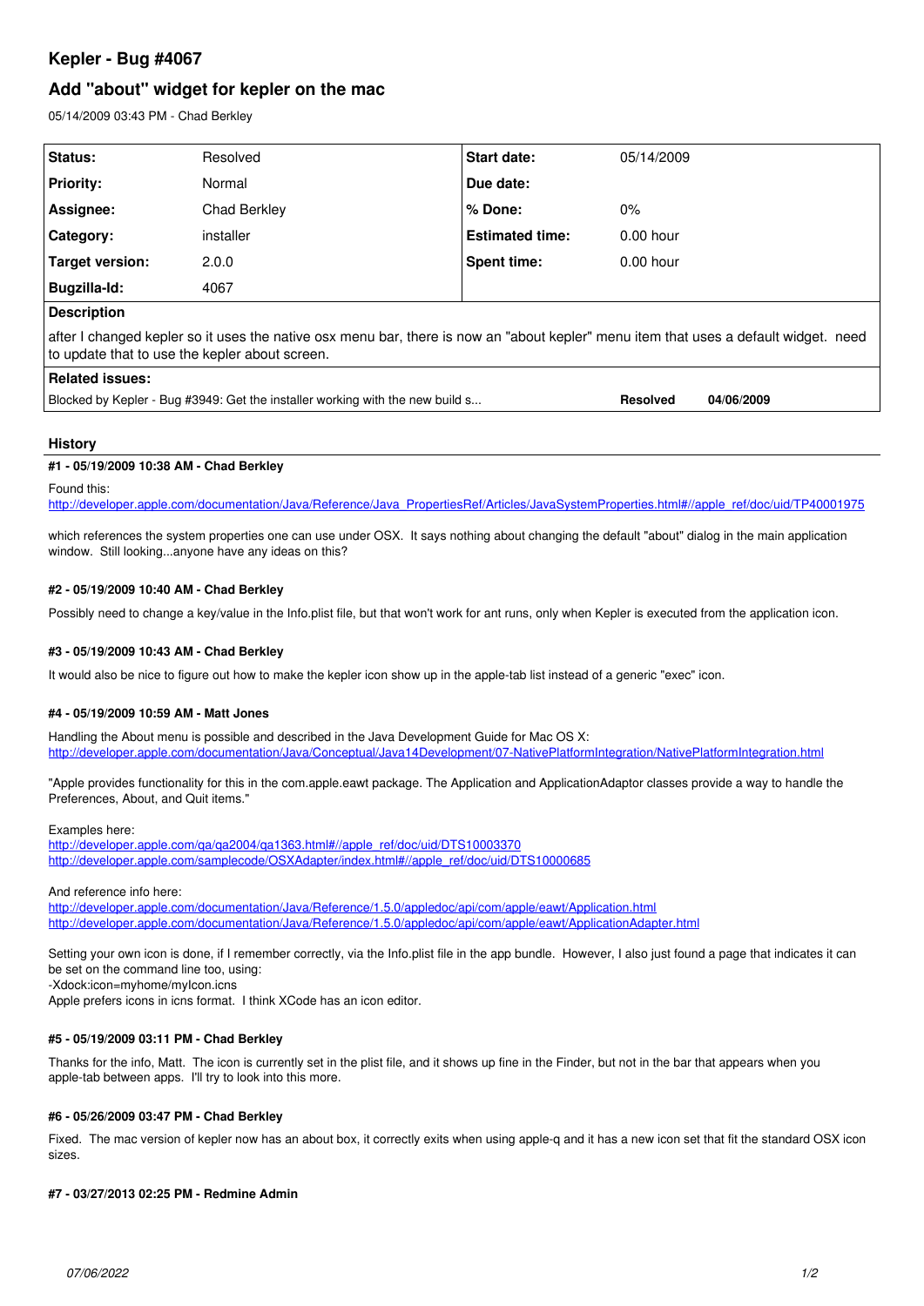# Kepler - Bug #4067

## Add "about" widget for kepler on the mac

05/14/2009 03:43 PM - Chad Berkley

| | | | |
|---|---|---|---|
| **Status:** | Resolved | **Start date:** | 05/14/2009 |
| **Priority:** | Normal | **Due date:** | |
| **Assignee:** | Chad Berkley | **% Done:** | 0% |
| **Category:** | installer | **Estimated time:** | 0.00 hour |
| **Target version:** | 2.0.0 | **Spent time:** | 0.00 hour |
| **Bugzilla-Id:** | 4067 | | |

**Description**

after I changed kepler so it uses the native osx menu bar, there is now an "about kepler" menu item that uses a default widget. need to update that to use the kepler about screen.

**Related issues:**

| | | |
|---|---|---|
| Blocked by Kepler - Bug #3949: Get the installer working with the new build s... | **Resolved** | **04/06/2009** |

### History

#### #1 - 05/19/2009 10:38 AM - Chad Berkley

Found this:
http://developer.apple.com/documentation/Java/Reference/Java_PropertiesRef/Articles/JavaSystemProperties.html#//apple_ref/doc/uid/TP40001975

which references the system properties one can use under OSX. It says nothing about changing the default "about" dialog in the main application window. Still looking...anyone have any ideas on this?

#### #2 - 05/19/2009 10:40 AM - Chad Berkley

Possibly need to change a key/value in the Info.plist file, but that won't work for ant runs, only when Kepler is executed from the application icon.

#### #3 - 05/19/2009 10:43 AM - Chad Berkley

It would also be nice to figure out how to make the kepler icon show up in the apple-tab list instead of a generic "exec" icon.

#### #4 - 05/19/2009 10:59 AM - Matt Jones

Handling the About menu is possible and described in the Java Development Guide for Mac OS X:
http://developer.apple.com/documentation/Java/Conceptual/Java14Development/07-NativePlatformIntegration/NativePlatformIntegration.html

"Apple provides functionality for this in the com.apple.eawt package. The Application and ApplicationAdaptor classes provide a way to handle the Preferences, About, and Quit items."

Examples here:
http://developer.apple.com/qa/qa2004/qa1363.html#//apple_ref/doc/uid/DTS10003370
http://developer.apple.com/samplecode/OSXAdapter/index.html#//apple_ref/doc/uid/DTS10000685

And reference info here:
http://developer.apple.com/documentation/Java/Reference/1.5.0/appledoc/api/com/apple/eawt/Application.html
http://developer.apple.com/documentation/Java/Reference/1.5.0/appledoc/api/com/apple/eawt/ApplicationAdapter.html

Setting your own icon is done, if I remember correctly, via the Info.plist file in the app bundle. However, I also just found a page that indicates it can be set on the command line too, using:
-Xdock:icon=myhome/myIcon.icns
Apple prefers icons in icns format. I think XCode has an icon editor.

#### #5 - 05/19/2009 03:11 PM - Chad Berkley

Thanks for the info, Matt. The icon is currently set in the plist file, and it shows up fine in the Finder, but not in the bar that appears when you apple-tab between apps. I'll try to look into this more.

#### #6 - 05/26/2009 03:47 PM - Chad Berkley

Fixed. The mac version of kepler now has an about box, it correctly exits when using apple-q and it has a new icon set that fit the standard OSX icon sizes.

#### #7 - 03/27/2013 02:25 PM - Redmine Admin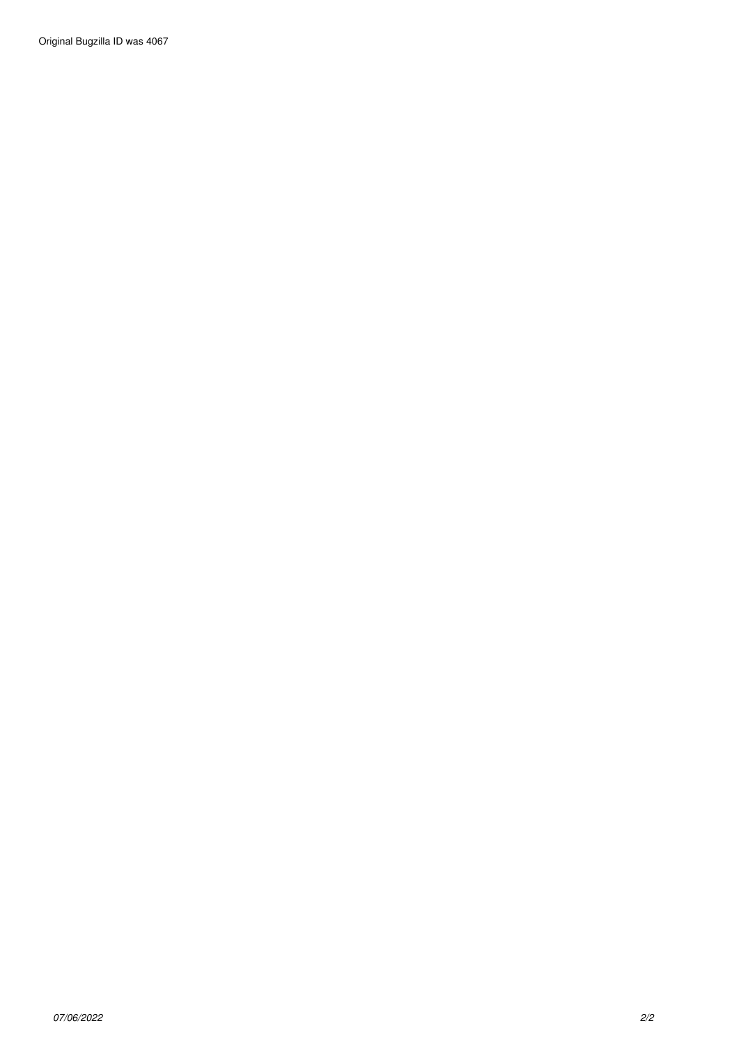Original Bugzilla ID was 4067